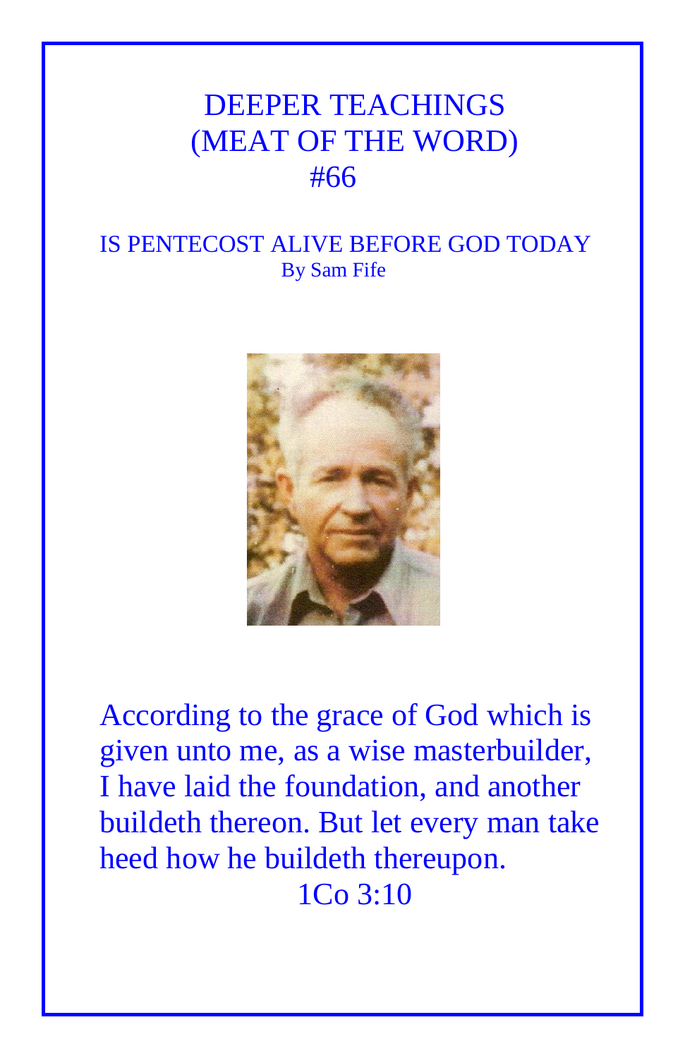# DEEPER TEACHINGS
# (MEAT OF THE WORD)
# #66

## IS PENTECOST ALIVE BEFORE GOD TODAY

By Sam Fife

According to the grace of God which is given unto me, as a wise masterbuilder, I have laid the foundation, and another buildeth thereon. But let every man take heed how he buildeth thereupon.

1Co 3:10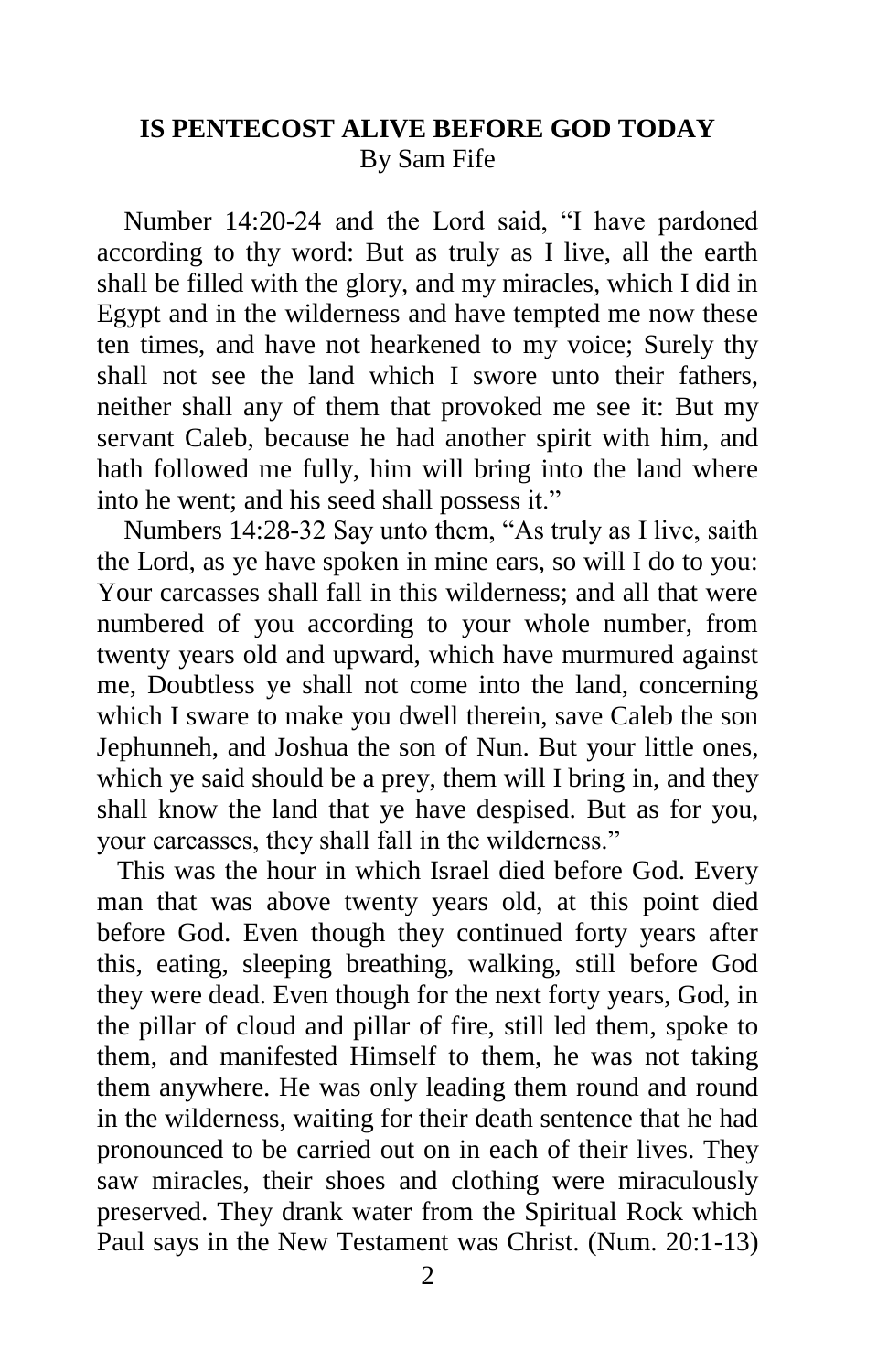**IS PENTECOST ALIVE BEFORE GOD TODAY**
By Sam Fife

Number 14:20-24 and the Lord said, "I have pardoned according to thy word: But as truly as I live, all the earth shall be filled with the glory, and my miracles, which I did in Egypt and in the wilderness and have tempted me now these ten times, and have not hearkened to my voice; Surely thy shall not see the land which I swore unto their fathers, neither shall any of them that provoked me see it: But my servant Caleb, because he had another spirit with him, and hath followed me fully, him will bring into the land where into he went; and his seed shall possess it."

Numbers 14:28-32 Say unto them, "As truly as I live, saith the Lord, as ye have spoken in mine ears, so will I do to you: Your carcasses shall fall in this wilderness; and all that were numbered of you according to your whole number, from twenty years old and upward, which have murmured against me, Doubtless ye shall not come into the land, concerning which I sware to make you dwell therein, save Caleb the son Jephunneh, and Joshua the son of Nun. But your little ones, which ye said should be a prey, them will I bring in, and they shall know the land that ye have despised. But as for you, your carcasses, they shall fall in the wilderness."

This was the hour in which Israel died before God. Every man that was above twenty years old, at this point died before God. Even though they continued forty years after this, eating, sleeping breathing, walking, still before God they were dead. Even though for the next forty years, God, in the pillar of cloud and pillar of fire, still led them, spoke to them, and manifested Himself to them, he was not taking them anywhere. He was only leading them round and round in the wilderness, waiting for their death sentence that he had pronounced to be carried out on in each of their lives. They saw miracles, their shoes and clothing were miraculously preserved. They drank water from the Spiritual Rock which Paul says in the New Testament was Christ. (Num. 20:1-13)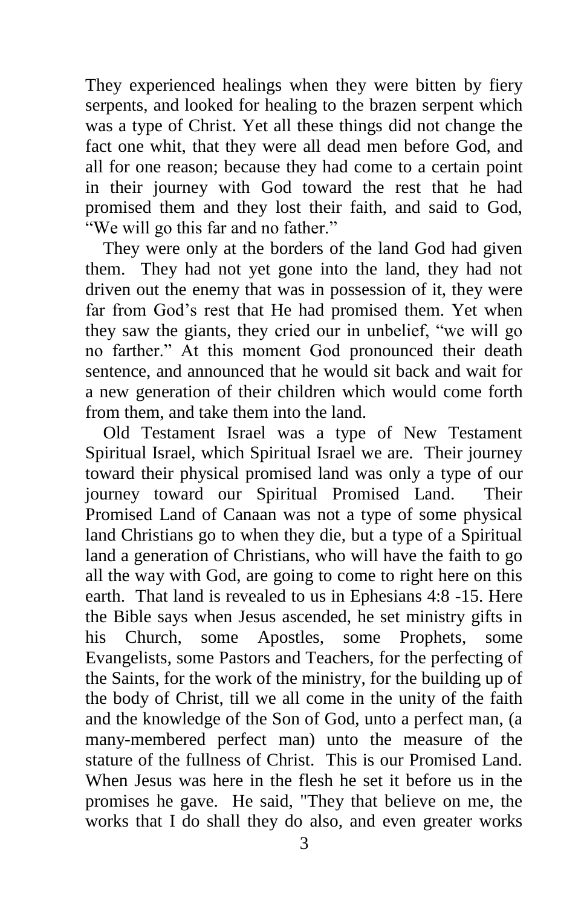They experienced healings when they were bitten by fiery serpents, and looked for healing to the brazen serpent which was a type of Christ. Yet all these things did not change the fact one whit, that they were all dead men before God, and all for one reason; because they had come to a certain point in their journey with God toward the rest that he had promised them and they lost their faith, and said to God, "We will go this far and no father."

They were only at the borders of the land God had given them. They had not yet gone into the land, they had not driven out the enemy that was in possession of it, they were far from God's rest that He had promised them. Yet when they saw the giants, they cried our in unbelief, "we will go no farther." At this moment God pronounced their death sentence, and announced that he would sit back and wait for a new generation of their children which would come forth from them, and take them into the land.

Old Testament Israel was a type of New Testament Spiritual Israel, which Spiritual Israel we are. Their journey toward their physical promised land was only a type of our journey toward our Spiritual Promised Land. Their Promised Land of Canaan was not a type of some physical land Christians go to when they die, but a type of a Spiritual land a generation of Christians, who will have the faith to go all the way with God, are going to come to right here on this earth. That land is revealed to us in Ephesians 4:8 -15. Here the Bible says when Jesus ascended, he set ministry gifts in his Church, some Apostles, some Prophets, some Evangelists, some Pastors and Teachers, for the perfecting of the Saints, for the work of the ministry, for the building up of the body of Christ, till we all come in the unity of the faith and the knowledge of the Son of God, unto a perfect man, (a many-membered perfect man) unto the measure of the stature of the fullness of Christ. This is our Promised Land. When Jesus was here in the flesh he set it before us in the promises he gave. He said, "They that believe on me, the works that I do shall they do also, and even greater works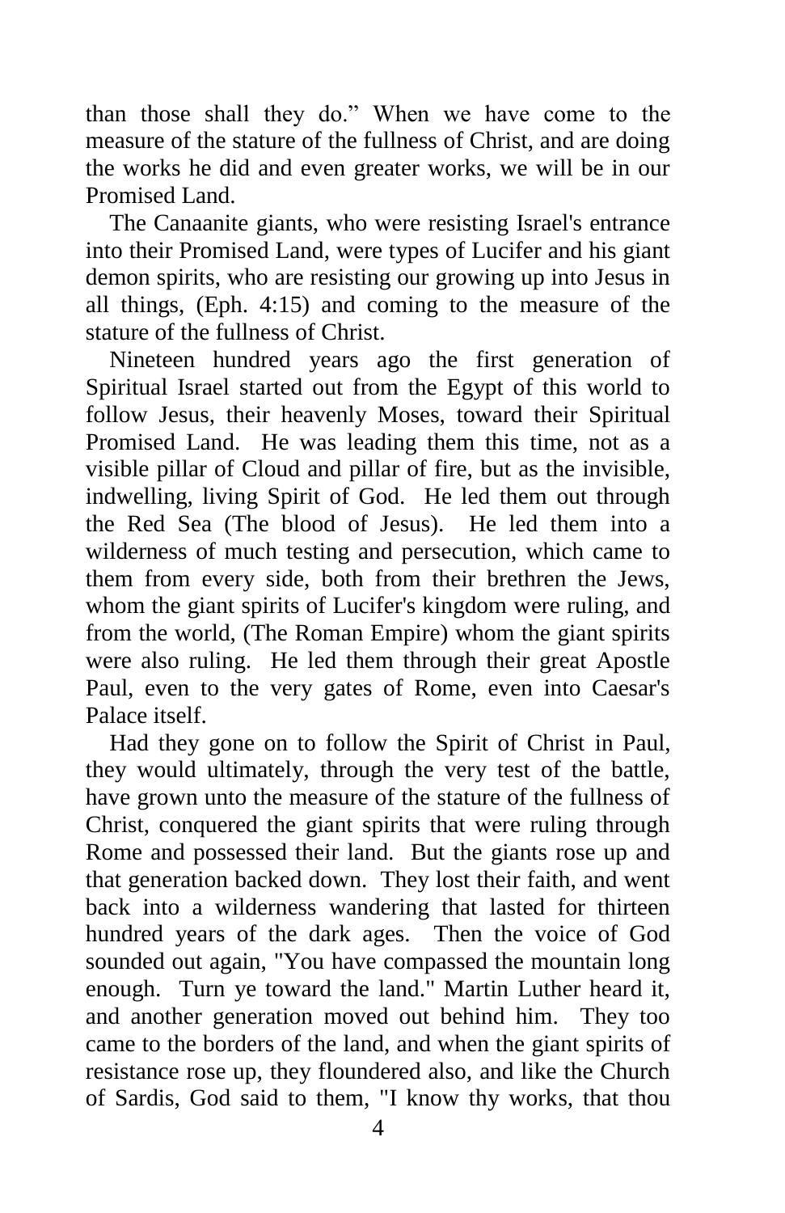than those shall they do." When we have come to the measure of the stature of the fullness of Christ, and are doing the works he did and even greater works, we will be in our Promised Land.

The Canaanite giants, who were resisting Israel's entrance into their Promised Land, were types of Lucifer and his giant demon spirits, who are resisting our growing up into Jesus in all things, (Eph. 4:15) and coming to the measure of the stature of the fullness of Christ.

Nineteen hundred years ago the first generation of Spiritual Israel started out from the Egypt of this world to follow Jesus, their heavenly Moses, toward their Spiritual Promised Land. He was leading them this time, not as a visible pillar of Cloud and pillar of fire, but as the invisible, indwelling, living Spirit of God. He led them out through the Red Sea (The blood of Jesus). He led them into a wilderness of much testing and persecution, which came to them from every side, both from their brethren the Jews, whom the giant spirits of Lucifer's kingdom were ruling, and from the world, (The Roman Empire) whom the giant spirits were also ruling. He led them through their great Apostle Paul, even to the very gates of Rome, even into Caesar's Palace itself.

Had they gone on to follow the Spirit of Christ in Paul, they would ultimately, through the very test of the battle, have grown unto the measure of the stature of the fullness of Christ, conquered the giant spirits that were ruling through Rome and possessed their land. But the giants rose up and that generation backed down. They lost their faith, and went back into a wilderness wandering that lasted for thirteen hundred years of the dark ages. Then the voice of God sounded out again, "You have compassed the mountain long enough. Turn ye toward the land." Martin Luther heard it, and another generation moved out behind him. They too came to the borders of the land, and when the giant spirits of resistance rose up, they floundered also, and like the Church of Sardis, God said to them, "I know thy works, that thou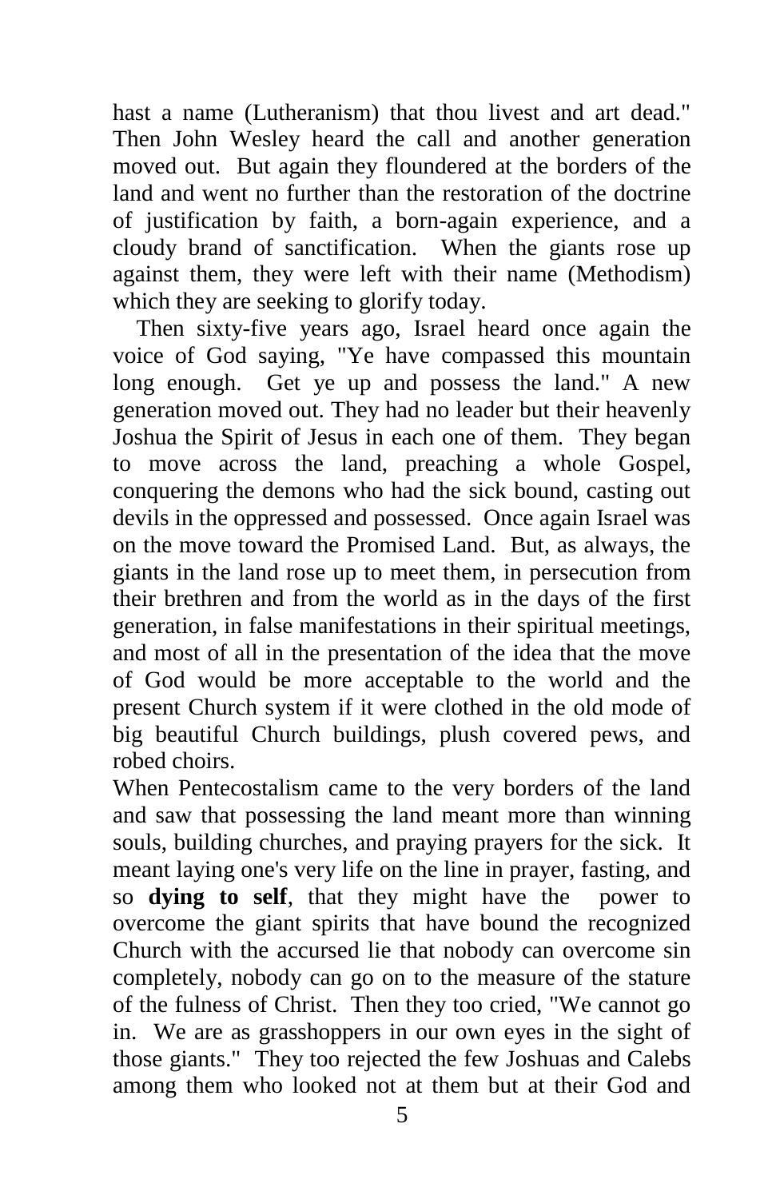hast a name (Lutheranism) that thou livest and art dead." Then John Wesley heard the call and another generation moved out. But again they floundered at the borders of the land and went no further than the restoration of the doctrine of justification by faith, a born-again experience, and a cloudy brand of sanctification. When the giants rose up against them, they were left with their name (Methodism) which they are seeking to glorify today.

Then sixty-five years ago, Israel heard once again the voice of God saying, "Ye have compassed this mountain long enough. Get ye up and possess the land." A new generation moved out. They had no leader but their heavenly Joshua the Spirit of Jesus in each one of them. They began to move across the land, preaching a whole Gospel, conquering the demons who had the sick bound, casting out devils in the oppressed and possessed. Once again Israel was on the move toward the Promised Land. But, as always, the giants in the land rose up to meet them, in persecution from their brethren and from the world as in the days of the first generation, in false manifestations in their spiritual meetings, and most of all in the presentation of the idea that the move of God would be more acceptable to the world and the present Church system if it were clothed in the old mode of big beautiful Church buildings, plush covered pews, and robed choirs.

When Pentecostalism came to the very borders of the land and saw that possessing the land meant more than winning souls, building churches, and praying prayers for the sick. It meant laying one's very life on the line in prayer, fasting, and so **dying to self**, that they might have the power to overcome the giant spirits that have bound the recognized Church with the accursed lie that nobody can overcome sin completely, nobody can go on to the measure of the stature of the fulness of Christ. Then they too cried, "We cannot go in. We are as grasshoppers in our own eyes in the sight of those giants." They too rejected the few Joshuas and Calebs among them who looked not at them but at their God and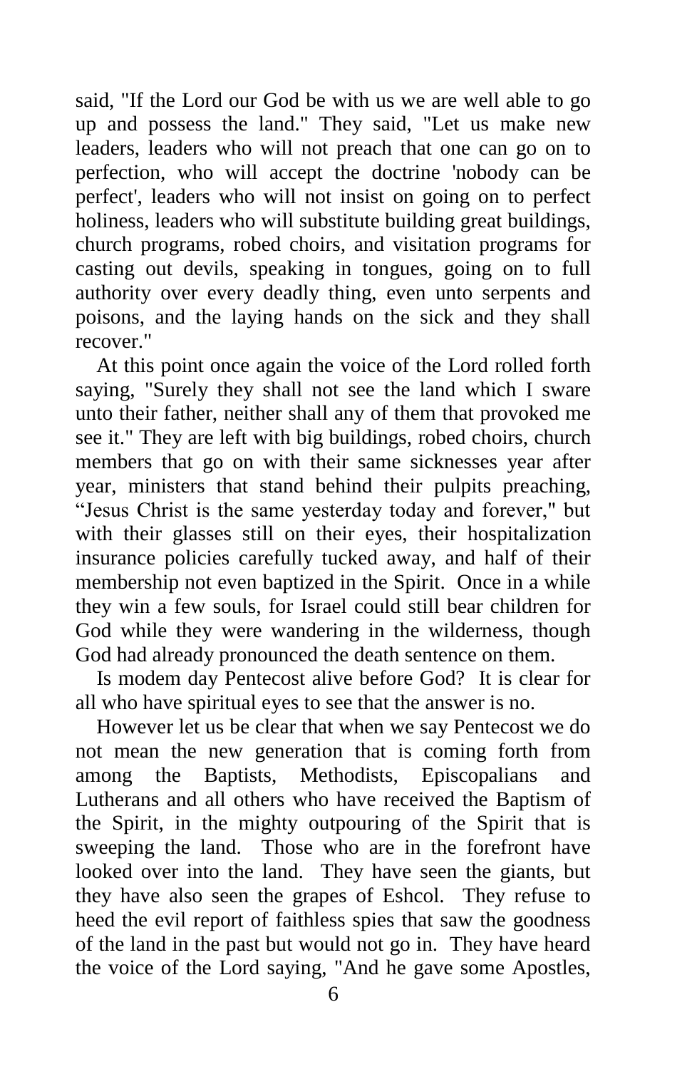said, "If the Lord our God be with us we are well able to go up and possess the land." They said, "Let us make new leaders, leaders who will not preach that one can go on to perfection, who will accept the doctrine 'nobody can be perfect', leaders who will not insist on going on to perfect holiness, leaders who will substitute building great buildings, church programs, robed choirs, and visitation programs for casting out devils, speaking in tongues, going on to full authority over every deadly thing, even unto serpents and poisons, and the laying hands on the sick and they shall recover."

At this point once again the voice of the Lord rolled forth saying, "Surely they shall not see the land which I sware unto their father, neither shall any of them that provoked me see it." They are left with big buildings, robed choirs, church members that go on with their same sicknesses year after year, ministers that stand behind their pulpits preaching, "Jesus Christ is the same yesterday today and forever," but with their glasses still on their eyes, their hospitalization insurance policies carefully tucked away, and half of their membership not even baptized in the Spirit. Once in a while they win a few souls, for Israel could still bear children for God while they were wandering in the wilderness, though God had already pronounced the death sentence on them.

Is modem day Pentecost alive before God? It is clear for all who have spiritual eyes to see that the answer is no.

However let us be clear that when we say Pentecost we do not mean the new generation that is coming forth from among the Baptists, Methodists, Episcopalians and Lutherans and all others who have received the Baptism of the Spirit, in the mighty outpouring of the Spirit that is sweeping the land. Those who are in the forefront have looked over into the land. They have seen the giants, but they have also seen the grapes of Eshcol. They refuse to heed the evil report of faithless spies that saw the goodness of the land in the past but would not go in. They have heard the voice of the Lord saying, "And he gave some Apostles,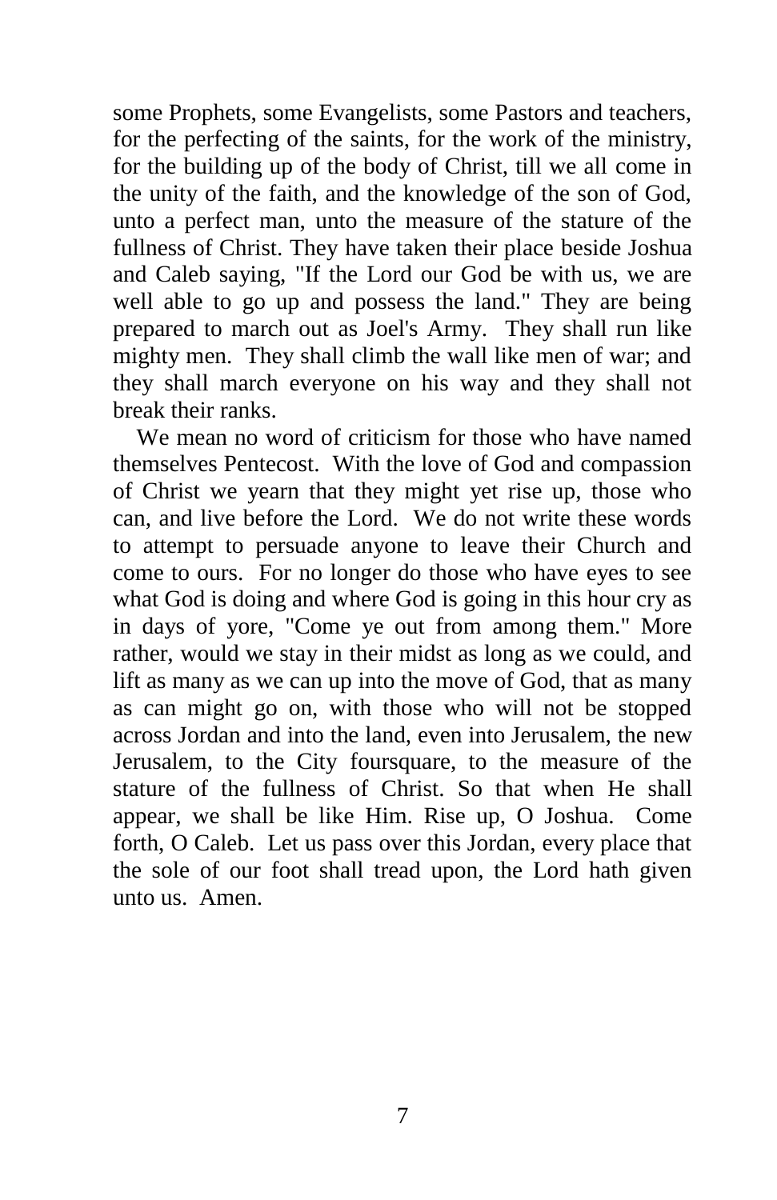some Prophets, some Evangelists, some Pastors and teachers, for the perfecting of the saints, for the work of the ministry, for the building up of the body of Christ, till we all come in the unity of the faith, and the knowledge of the son of God, unto a perfect man, unto the measure of the stature of the fullness of Christ. They have taken their place beside Joshua and Caleb saying, "If the Lord our God be with us, we are well able to go up and possess the land." They are being prepared to march out as Joel's Army. They shall run like mighty men. They shall climb the wall like men of war; and they shall march everyone on his way and they shall not break their ranks.

We mean no word of criticism for those who have named themselves Pentecost. With the love of God and compassion of Christ we yearn that they might yet rise up, those who can, and live before the Lord. We do not write these words to attempt to persuade anyone to leave their Church and come to ours. For no longer do those who have eyes to see what God is doing and where God is going in this hour cry as in days of yore, "Come ye out from among them." More rather, would we stay in their midst as long as we could, and lift as many as we can up into the move of God, that as many as can might go on, with those who will not be stopped across Jordan and into the land, even into Jerusalem, the new Jerusalem, to the City foursquare, to the measure of the stature of the fullness of Christ. So that when He shall appear, we shall be like Him. Rise up, O Joshua. Come forth, O Caleb. Let us pass over this Jordan, every place that the sole of our foot shall tread upon, the Lord hath given unto us. Amen.